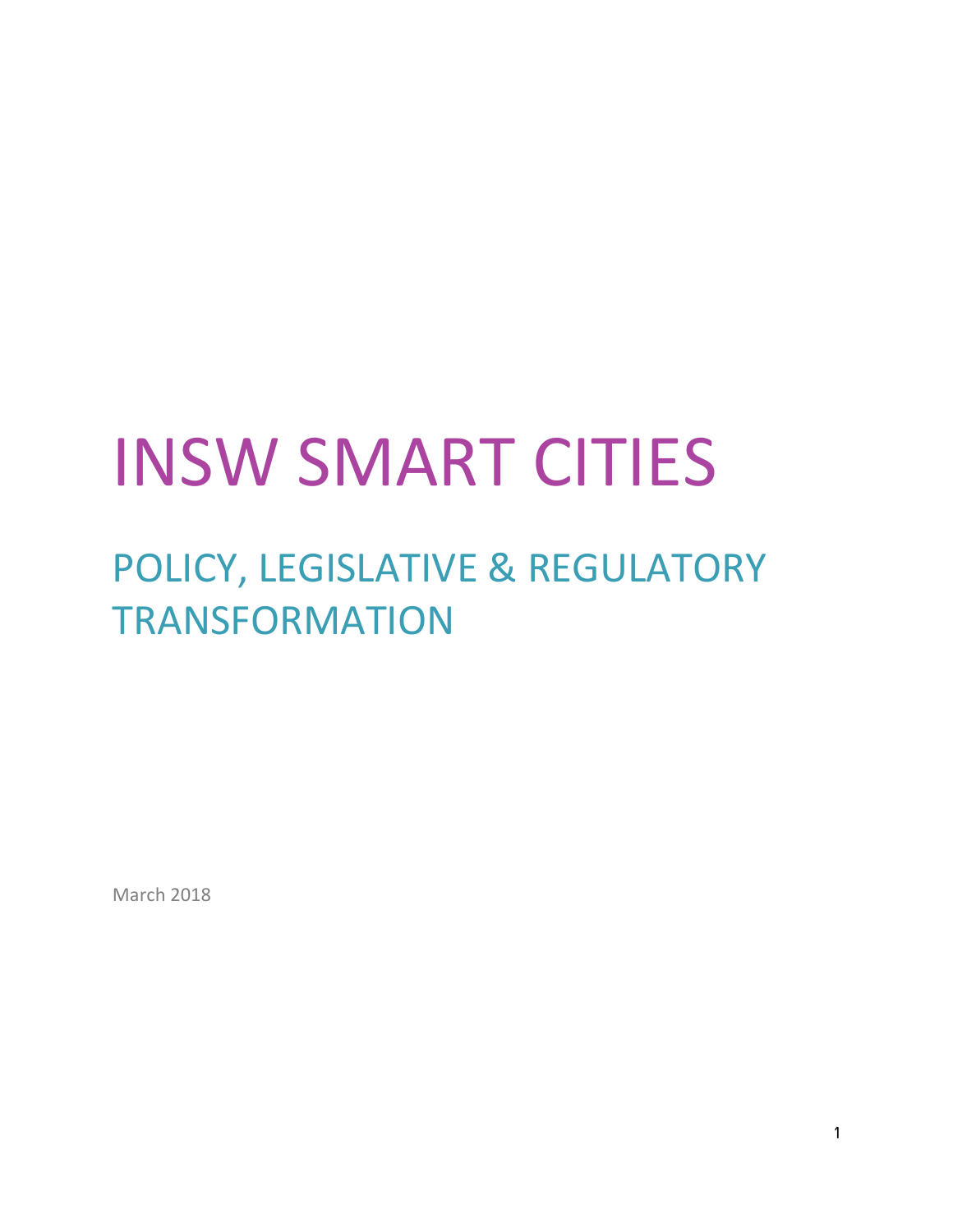# INSW SMART CITIES

## POLICY, LEGISLATIVE & REGULATORY TRANSFORMATION

March 2018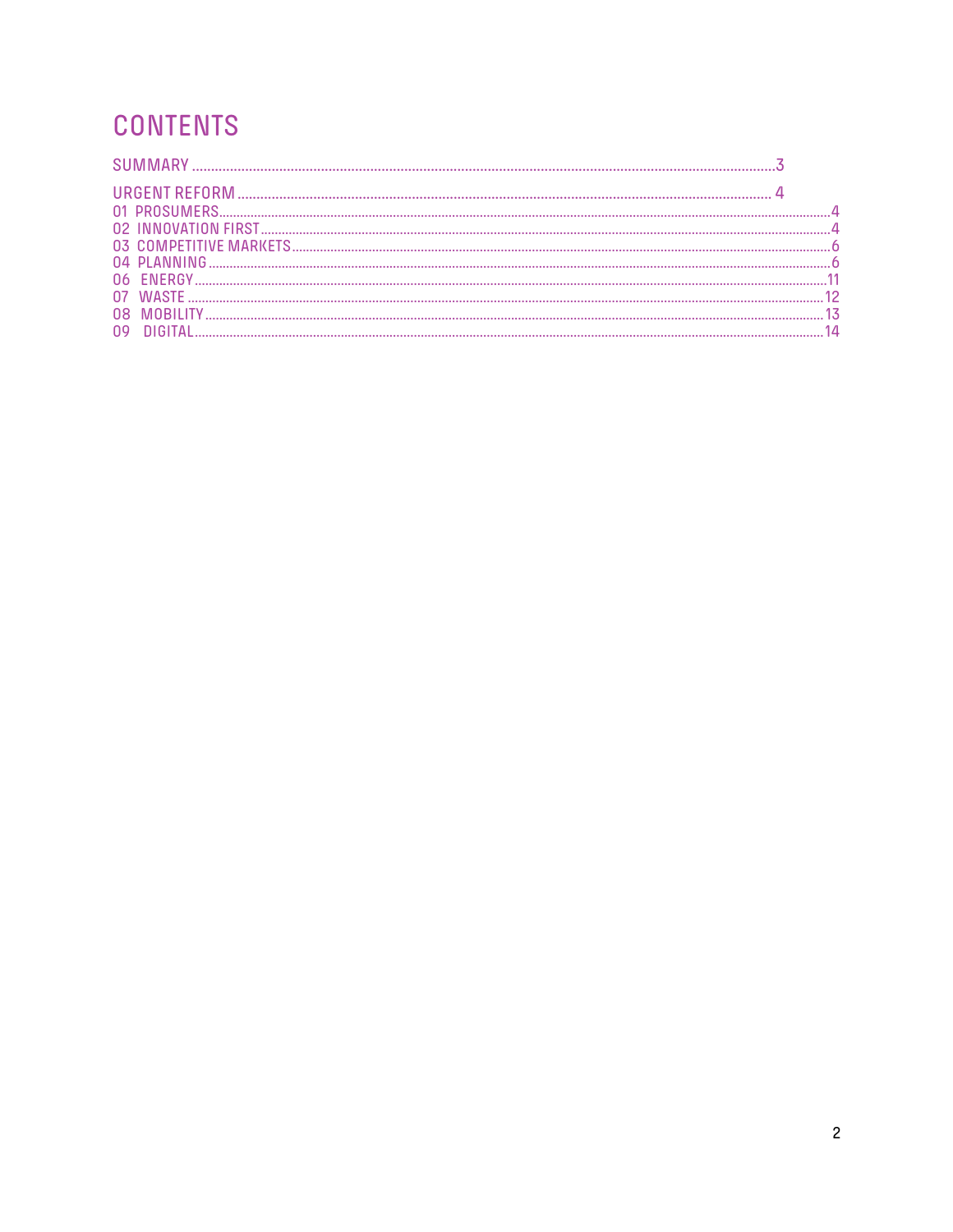# CONTENTS

SUMMARY ..... 3

URGENT REFORM ..... 4

01 PROSUMERS ..... 4
02 INNOVATION FIRST ..... 4
03 COMPETITIVE MARKETS ..... 6
04 PLANNING ..... 6
06 ENERGY ..... 11
07 WASTE ..... 12
08 MOBILITY ..... 13
09 DIGITAL ..... 14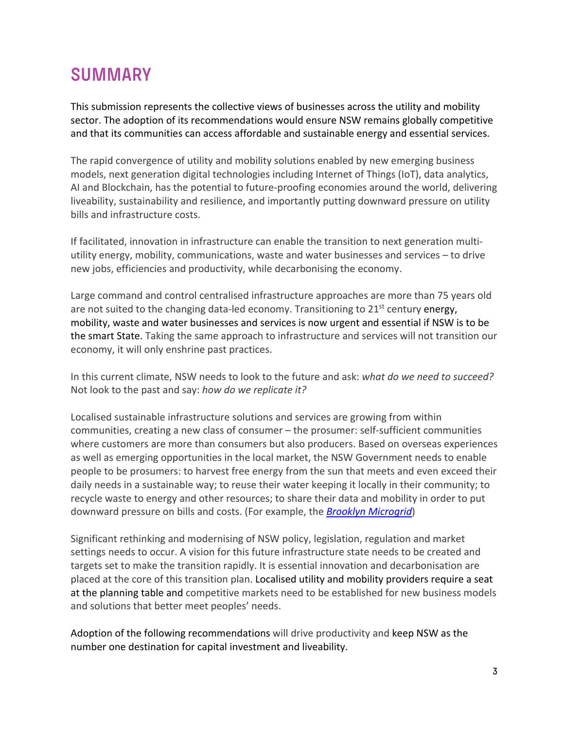# SUMMARY

This submission represents the collective views of businesses across the utility and mobility sector. The adoption of its recommendations would ensure NSW remains globally competitive and that its communities can access affordable and sustainable energy and essential services.

The rapid convergence of utility and mobility solutions enabled by new emerging business models, next generation digital technologies including Internet of Things (IoT), data analytics, AI and Blockchain, has the potential to future-proofing economies around the world, delivering liveability, sustainability and resilience, and importantly putting downward pressure on utility bills and infrastructure costs.

If facilitated, innovation in infrastructure can enable the transition to next generation multi-utility energy, mobility, communications, waste and water businesses and services – to drive new jobs, efficiencies and productivity, while decarbonising the economy.

Large command and control centralised infrastructure approaches are more than 75 years old are not suited to the changing data-led economy. Transitioning to 21st century energy, mobility, waste and water businesses and services is now urgent and essential if NSW is to be the smart State. Taking the same approach to infrastructure and services will not transition our economy, it will only enshrine past practices.

In this current climate, NSW needs to look to the future and ask: *what do we need to succeed?* Not look to the past and say: *how do we replicate it?*

Localised sustainable infrastructure solutions and services are growing from within communities, creating a new class of consumer – the prosumer: self-sufficient communities where customers are more than consumers but also producers. Based on overseas experiences as well as emerging opportunities in the local market, the NSW Government needs to enable people to be prosumers: to harvest free energy from the sun that meets and even exceed their daily needs in a sustainable way; to reuse their water keeping it locally in their community; to recycle waste to energy and other resources; to share their data and mobility in order to put downward pressure on bills and costs. (For example, the ***Brooklyn Microgrid***)

Significant rethinking and modernising of NSW policy, legislation, regulation and market settings needs to occur. A vision for this future infrastructure state needs to be created and targets set to make the transition rapidly. It is essential innovation and decarbonisation are placed at the core of this transition plan. Localised utility and mobility providers require a seat at the planning table and competitive markets need to be established for new business models and solutions that better meet peoples' needs.

Adoption of the following recommendations will drive productivity and keep NSW as the number one destination for capital investment and liveability.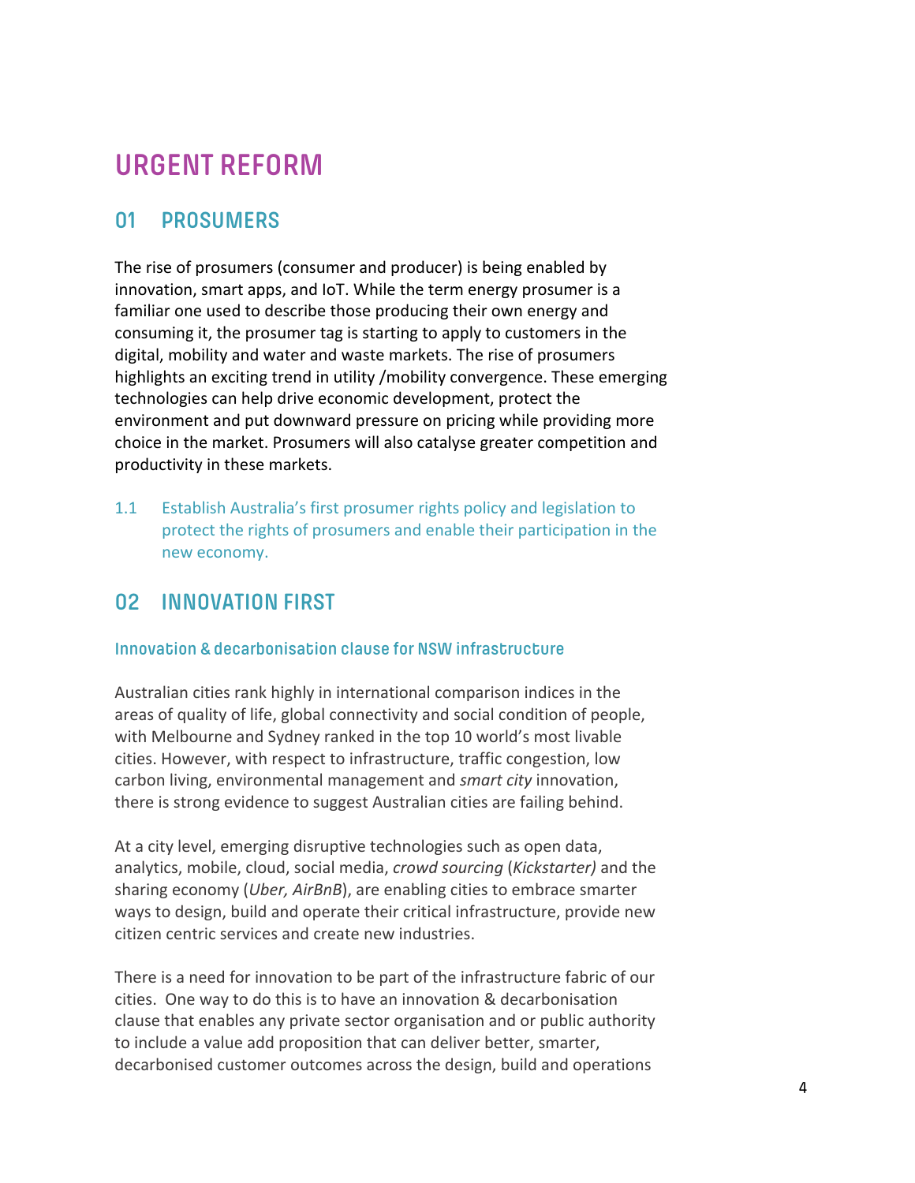# URGENT REFORM

## 01 PROSUMERS

The rise of prosumers (consumer and producer) is being enabled by innovation, smart apps, and IoT. While the term energy prosumer is a familiar one used to describe those producing their own energy and consuming it, the prosumer tag is starting to apply to customers in the digital, mobility and water and waste markets. The rise of prosumers highlights an exciting trend in utility /mobility convergence. These emerging technologies can help drive economic development, protect the environment and put downward pressure on pricing while providing more choice in the market. Prosumers will also catalyse greater competition and productivity in these markets.

1.1 Establish Australia's first prosumer rights policy and legislation to protect the rights of prosumers and enable their participation in the new economy.

## 02 INNOVATION FIRST

### Innovation & decarbonisation clause for NSW infrastructure

Australian cities rank highly in international comparison indices in the areas of quality of life, global connectivity and social condition of people, with Melbourne and Sydney ranked in the top 10 world's most livable cities. However, with respect to infrastructure, traffic congestion, low carbon living, environmental management and *smart city* innovation, there is strong evidence to suggest Australian cities are failing behind.

At a city level, emerging disruptive technologies such as open data, analytics, mobile, cloud, social media, *crowd sourcing* (*Kickstarter)* and the sharing economy (*Uber, AirBnB*), are enabling cities to embrace smarter ways to design, build and operate their critical infrastructure, provide new citizen centric services and create new industries.

There is a need for innovation to be part of the infrastructure fabric of our cities. One way to do this is to have an innovation & decarbonisation clause that enables any private sector organisation and or public authority to include a value add proposition that can deliver better, smarter, decarbonised customer outcomes across the design, build and operations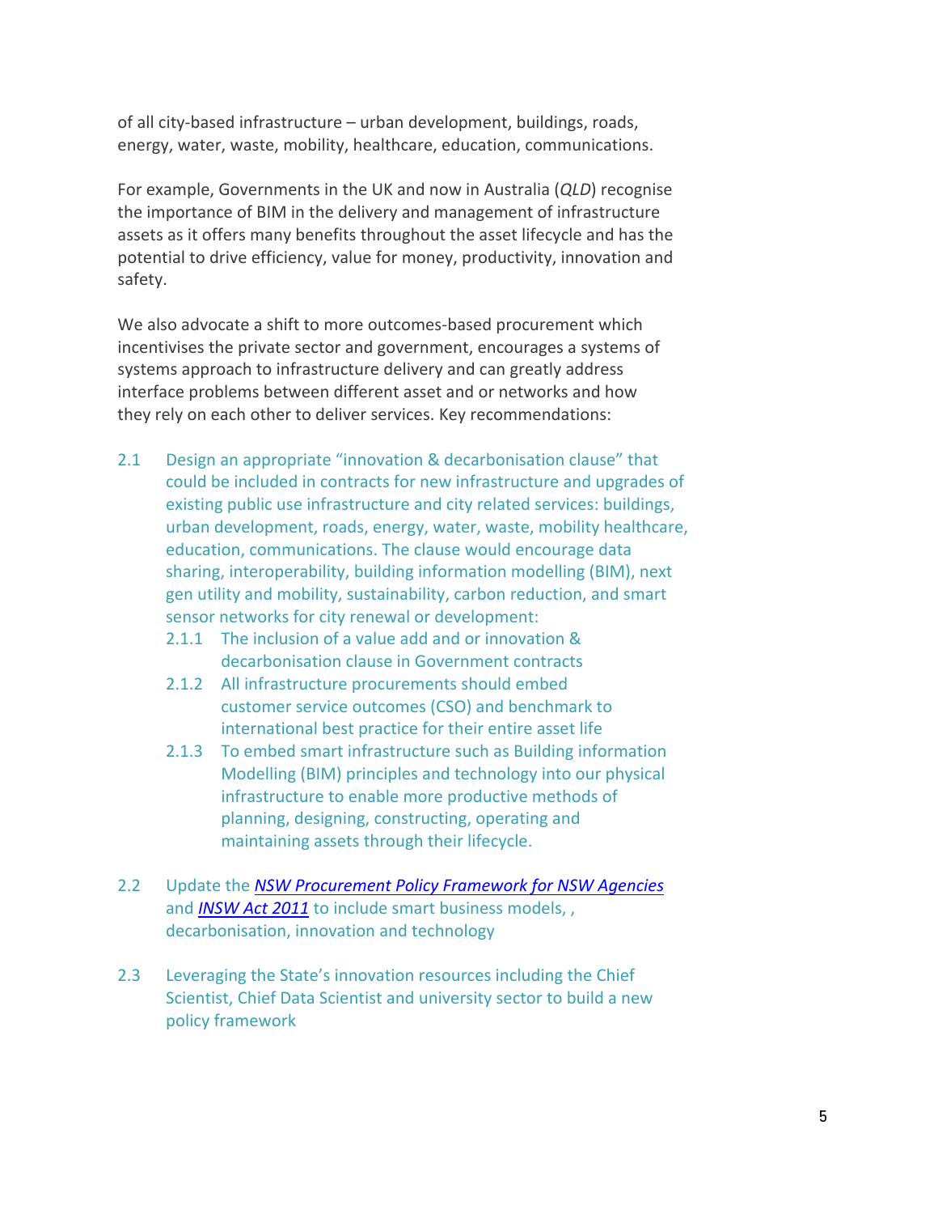of all city-based infrastructure – urban development, buildings, roads, energy, water, waste, mobility, healthcare, education, communications.

For example, Governments in the UK and now in Australia (*QLD*) recognise the importance of BIM in the delivery and management of infrastructure assets as it offers many benefits throughout the asset lifecycle and has the potential to drive efficiency, value for money, productivity, innovation and safety.

We also advocate a shift to more outcomes-based procurement which incentivises the private sector and government, encourages a systems of systems approach to infrastructure delivery and can greatly address interface problems between different asset and or networks and how they rely on each other to deliver services. Key recommendations:

2.1 Design an appropriate "innovation & decarbonisation clause" that could be included in contracts for new infrastructure and upgrades of existing public use infrastructure and city related services: buildings, urban development, roads, energy, water, waste, mobility healthcare, education, communications. The clause would encourage data sharing, interoperability, building information modelling (BIM), next gen utility and mobility, sustainability, carbon reduction, and smart sensor networks for city renewal or development:

- 2.1.1 The inclusion of a value add and or innovation & decarbonisation clause in Government contracts
- 2.1.2 All infrastructure procurements should embed customer service outcomes (CSO) and benchmark to international best practice for their entire asset life
- 2.1.3 To embed smart infrastructure such as Building information Modelling (BIM) principles and technology into our physical infrastructure to enable more productive methods of planning, designing, constructing, operating and maintaining assets through their lifecycle.

2.2 Update the ***NSW Procurement Policy Framework for NSW Agencies*** and ***INSW Act 2011*** to include smart business models, , decarbonisation, innovation and technology

2.3 Leveraging the State's innovation resources including the Chief Scientist, Chief Data Scientist and university sector to build a new policy framework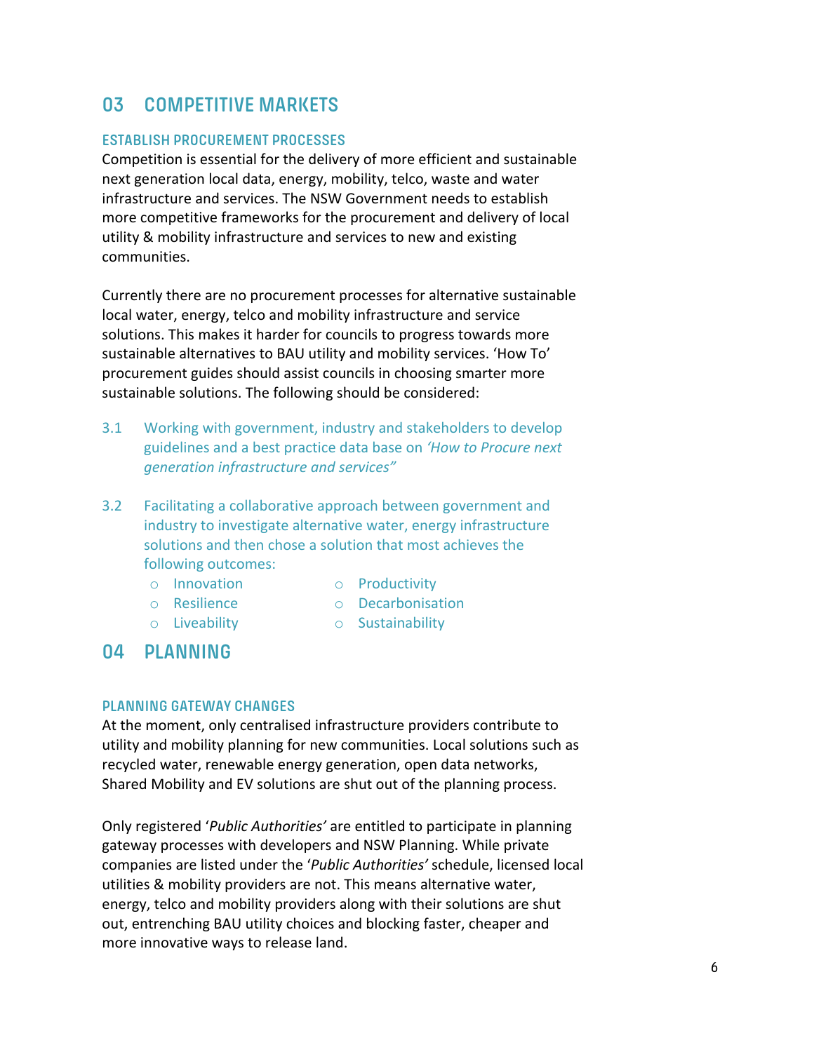## 03 COMPETITIVE MARKETS

### ESTABLISH PROCUREMENT PROCESSES

Competition is essential for the delivery of more efficient and sustainable next generation local data, energy, mobility, telco, waste and water infrastructure and services. The NSW Government needs to establish more competitive frameworks for the procurement and delivery of local utility & mobility infrastructure and services to new and existing communities.

Currently there are no procurement processes for alternative sustainable local water, energy, telco and mobility infrastructure and service solutions. This makes it harder for councils to progress towards more sustainable alternatives to BAU utility and mobility services. 'How To' procurement guides should assist councils in choosing smarter more sustainable solutions. The following should be considered:

3.1 Working with government, industry and stakeholders to develop guidelines and a best practice data base on *'How to Procure next generation infrastructure and services"*

3.2 Facilitating a collaborative approach between government and industry to investigate alternative water, energy infrastructure solutions and then chose a solution that most achieves the following outcomes:

- Innovation
- Resilience
- Liveability
- Productivity
- Decarbonisation
- Sustainability

## 04 PLANNING

### PLANNING GATEWAY CHANGES

At the moment, only centralised infrastructure providers contribute to utility and mobility planning for new communities. Local solutions such as recycled water, renewable energy generation, open data networks, Shared Mobility and EV solutions are shut out of the planning process.

Only registered '*Public Authorities'* are entitled to participate in planning gateway processes with developers and NSW Planning. While private companies are listed under the '*Public Authorities'* schedule, licensed local utilities & mobility providers are not. This means alternative water, energy, telco and mobility providers along with their solutions are shut out, entrenching BAU utility choices and blocking faster, cheaper and more innovative ways to release land.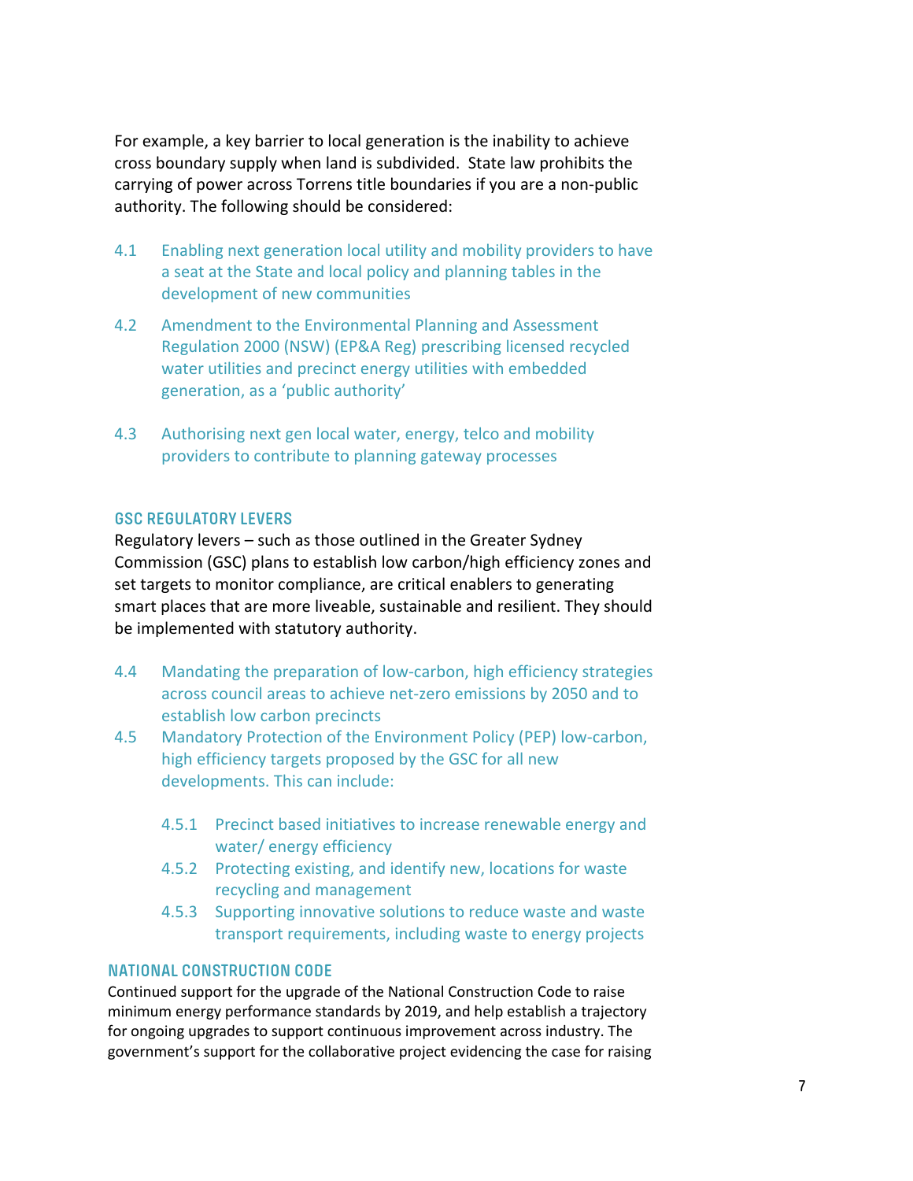For example, a key barrier to local generation is the inability to achieve cross boundary supply when land is subdivided. State law prohibits the carrying of power across Torrens title boundaries if you are a non-public authority. The following should be considered:

4.1 Enabling next generation local utility and mobility providers to have a seat at the State and local policy and planning tables in the development of new communities

4.2 Amendment to the Environmental Planning and Assessment Regulation 2000 (NSW) (EP&A Reg) prescribing licensed recycled water utilities and precinct energy utilities with embedded generation, as a 'public authority'

4.3 Authorising next gen local water, energy, telco and mobility providers to contribute to planning gateway processes

### GSC REGULATORY LEVERS

Regulatory levers – such as those outlined in the Greater Sydney Commission (GSC) plans to establish low carbon/high efficiency zones and set targets to monitor compliance, are critical enablers to generating smart places that are more liveable, sustainable and resilient. They should be implemented with statutory authority.

4.4 Mandating the preparation of low-carbon, high efficiency strategies across council areas to achieve net-zero emissions by 2050 and to establish low carbon precincts

4.5 Mandatory Protection of the Environment Policy (PEP) low-carbon, high efficiency targets proposed by the GSC for all new developments. This can include:

- 4.5.1 Precinct based initiatives to increase renewable energy and water/ energy efficiency
- 4.5.2 Protecting existing, and identify new, locations for waste recycling and management
- 4.5.3 Supporting innovative solutions to reduce waste and waste transport requirements, including waste to energy projects

### NATIONAL CONSTRUCTION CODE

Continued support for the upgrade of the National Construction Code to raise minimum energy performance standards by 2019, and help establish a trajectory for ongoing upgrades to support continuous improvement across industry. The government's support for the collaborative project evidencing the case for raising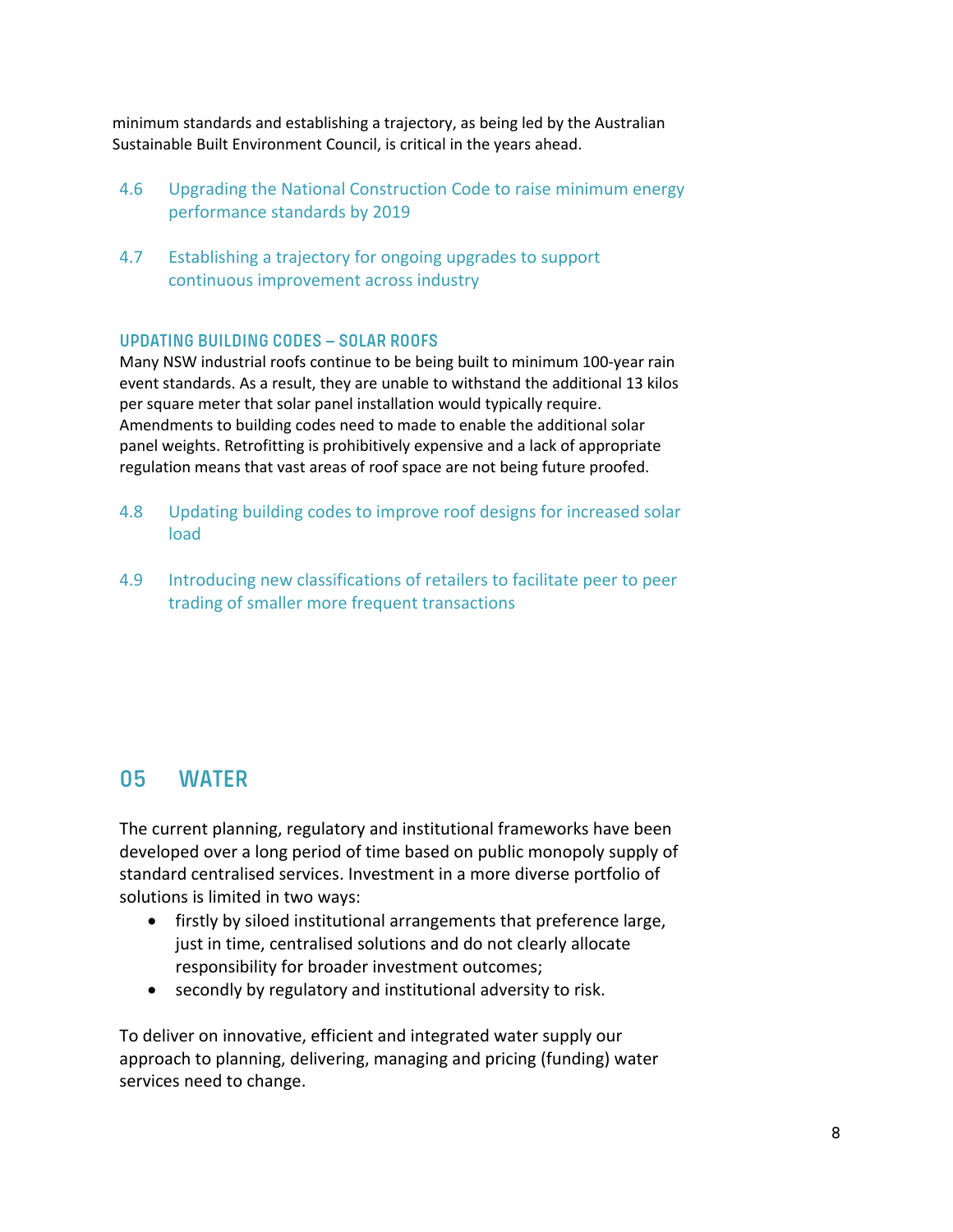minimum standards and establishing a trajectory, as being led by the Australian Sustainable Built Environment Council, is critical in the years ahead.

4.6 Upgrading the National Construction Code to raise minimum energy performance standards by 2019

4.7 Establishing a trajectory for ongoing upgrades to support continuous improvement across industry

### UPDATING BUILDING CODES – SOLAR ROOFS

Many NSW industrial roofs continue to be being built to minimum 100-year rain event standards. As a result, they are unable to withstand the additional 13 kilos per square meter that solar panel installation would typically require. Amendments to building codes need to made to enable the additional solar panel weights. Retrofitting is prohibitively expensive and a lack of appropriate regulation means that vast areas of roof space are not being future proofed.

4.8 Updating building codes to improve roof designs for increased solar load

4.9 Introducing new classifications of retailers to facilitate peer to peer trading of smaller more frequent transactions

## 05 WATER

The current planning, regulatory and institutional frameworks have been developed over a long period of time based on public monopoly supply of standard centralised services. Investment in a more diverse portfolio of solutions is limited in two ways:

- firstly by siloed institutional arrangements that preference large, just in time, centralised solutions and do not clearly allocate responsibility for broader investment outcomes;
- secondly by regulatory and institutional adversity to risk.

To deliver on innovative, efficient and integrated water supply our approach to planning, delivering, managing and pricing (funding) water services need to change.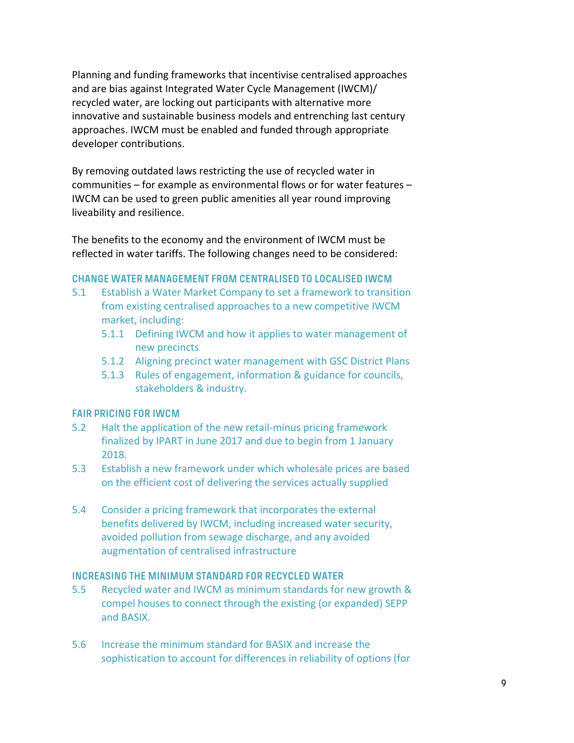Planning and funding frameworks that incentivise centralised approaches and are bias against Integrated Water Cycle Management (IWCM)/ recycled water, are locking out participants with alternative more innovative and sustainable business models and entrenching last century approaches. IWCM must be enabled and funded through appropriate developer contributions.

By removing outdated laws restricting the use of recycled water in communities – for example as environmental flows or for water features – IWCM can be used to green public amenities all year round improving liveability and resilience.

The benefits to the economy and the environment of IWCM must be reflected in water tariffs. The following changes need to be considered:

### CHANGE WATER MANAGEMENT FROM CENTRALISED TO LOCALISED IWCM

5.1 Establish a Water Market Company to set a framework to transition from existing centralised approaches to a new competitive IWCM market, including:

- 5.1.1 Defining IWCM and how it applies to water management of new precincts
- 5.1.2 Aligning precinct water management with GSC District Plans
- 5.1.3 Rules of engagement, information & guidance for councils, stakeholders & industry.

### FAIR PRICING FOR IWCM

5.2 Halt the application of the new retail-minus pricing framework finalized by IPART in June 2017 and due to begin from 1 January 2018.

5.3 Establish a new framework under which wholesale prices are based on the efficient cost of delivering the services actually supplied

5.4 Consider a pricing framework that incorporates the external benefits delivered by IWCM, including increased water security, avoided pollution from sewage discharge, and any avoided augmentation of centralised infrastructure

### INCREASING THE MINIMUM STANDARD FOR RECYCLED WATER

5.5 Recycled water and IWCM as minimum standards for new growth & compel houses to connect through the existing (or expanded) SEPP and BASIX.

5.6 Increase the minimum standard for BASIX and increase the sophistication to account for differences in reliability of options (for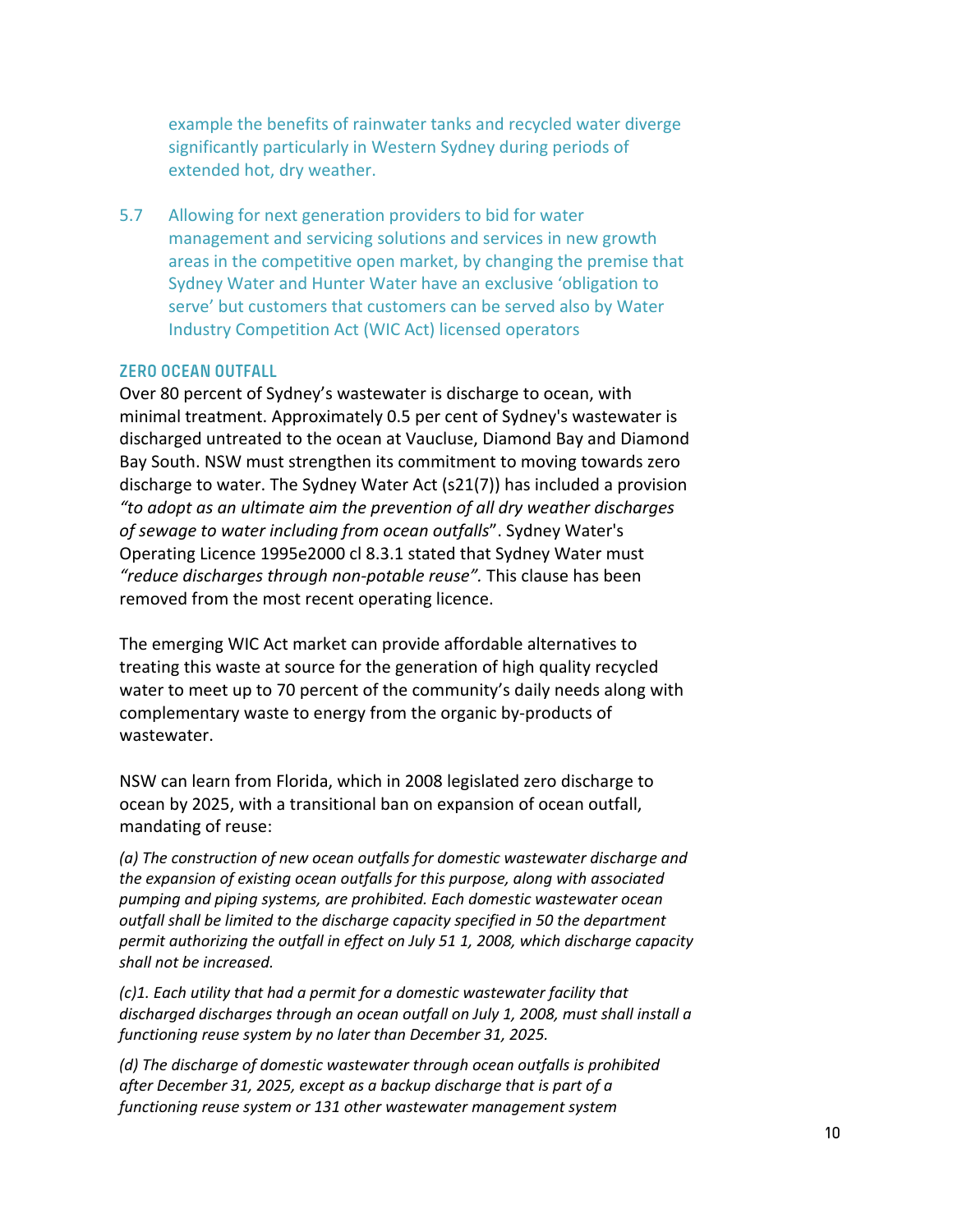example the benefits of rainwater tanks and recycled water diverge significantly particularly in Western Sydney during periods of extended hot, dry weather.

5.7 Allowing for next generation providers to bid for water management and servicing solutions and services in new growth areas in the competitive open market, by changing the premise that Sydney Water and Hunter Water have an exclusive 'obligation to serve' but customers that customers can be served also by Water Industry Competition Act (WIC Act) licensed operators

### ZERO OCEAN OUTFALL

Over 80 percent of Sydney's wastewater is discharge to ocean, with minimal treatment. Approximately 0.5 per cent of Sydney's wastewater is discharged untreated to the ocean at Vaucluse, Diamond Bay and Diamond Bay South. NSW must strengthen its commitment to moving towards zero discharge to water. The Sydney Water Act (s21(7)) has included a provision *"to adopt as an ultimate aim the prevention of all dry weather discharges of sewage to water including from ocean outfalls*". Sydney Water's Operating Licence 1995e2000 cl 8.3.1 stated that Sydney Water must *"reduce discharges through non-potable reuse".* This clause has been removed from the most recent operating licence.

The emerging WIC Act market can provide affordable alternatives to treating this waste at source for the generation of high quality recycled water to meet up to 70 percent of the community's daily needs along with complementary waste to energy from the organic by-products of wastewater.

NSW can learn from Florida, which in 2008 legislated zero discharge to ocean by 2025, with a transitional ban on expansion of ocean outfall, mandating of reuse:

*(a) The construction of new ocean outfalls for domestic wastewater discharge and the expansion of existing ocean outfalls for this purpose, along with associated pumping and piping systems, are prohibited. Each domestic wastewater ocean outfall shall be limited to the discharge capacity specified in 50 the department permit authorizing the outfall in effect on July 51 1, 2008, which discharge capacity shall not be increased.*

*(c)1. Each utility that had a permit for a domestic wastewater facility that discharged discharges through an ocean outfall on July 1, 2008, must shall install a functioning reuse system by no later than December 31, 2025.*

*(d) The discharge of domestic wastewater through ocean outfalls is prohibited after December 31, 2025, except as a backup discharge that is part of a functioning reuse system or 131 other wastewater management system*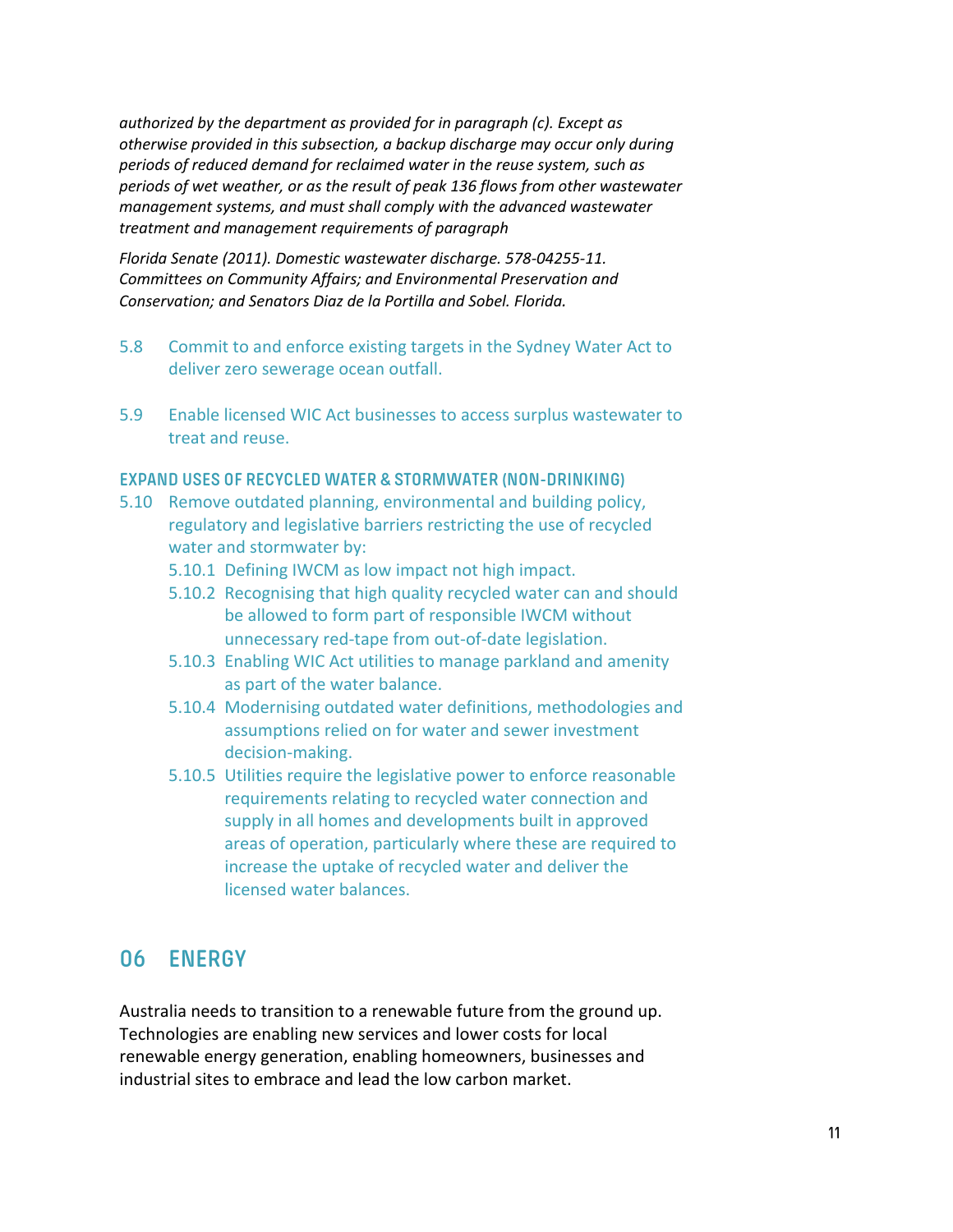*authorized by the department as provided for in paragraph (c). Except as otherwise provided in this subsection, a backup discharge may occur only during periods of reduced demand for reclaimed water in the reuse system, such as periods of wet weather, or as the result of peak 136 flows from other wastewater management systems, and must shall comply with the advanced wastewater treatment and management requirements of paragraph*

*Florida Senate (2011). Domestic wastewater discharge. 578-04255-11. Committees on Community Affairs; and Environmental Preservation and Conservation; and Senators Diaz de la Portilla and Sobel. Florida.*

5.8 Commit to and enforce existing targets in the Sydney Water Act to deliver zero sewerage ocean outfall.

5.9 Enable licensed WIC Act businesses to access surplus wastewater to treat and reuse.

### EXPAND USES OF RECYCLED WATER & STORMWATER (NON-DRINKING)

5.10 Remove outdated planning, environmental and building policy, regulatory and legislative barriers restricting the use of recycled water and stormwater by:

- 5.10.1 Defining IWCM as low impact not high impact.
- 5.10.2 Recognising that high quality recycled water can and should be allowed to form part of responsible IWCM without unnecessary red-tape from out-of-date legislation.
- 5.10.3 Enabling WIC Act utilities to manage parkland and amenity as part of the water balance.
- 5.10.4 Modernising outdated water definitions, methodologies and assumptions relied on for water and sewer investment decision-making.
- 5.10.5 Utilities require the legislative power to enforce reasonable requirements relating to recycled water connection and supply in all homes and developments built in approved areas of operation, particularly where these are required to increase the uptake of recycled water and deliver the licensed water balances.

## 06 ENERGY

Australia needs to transition to a renewable future from the ground up. Technologies are enabling new services and lower costs for local renewable energy generation, enabling homeowners, businesses and industrial sites to embrace and lead the low carbon market.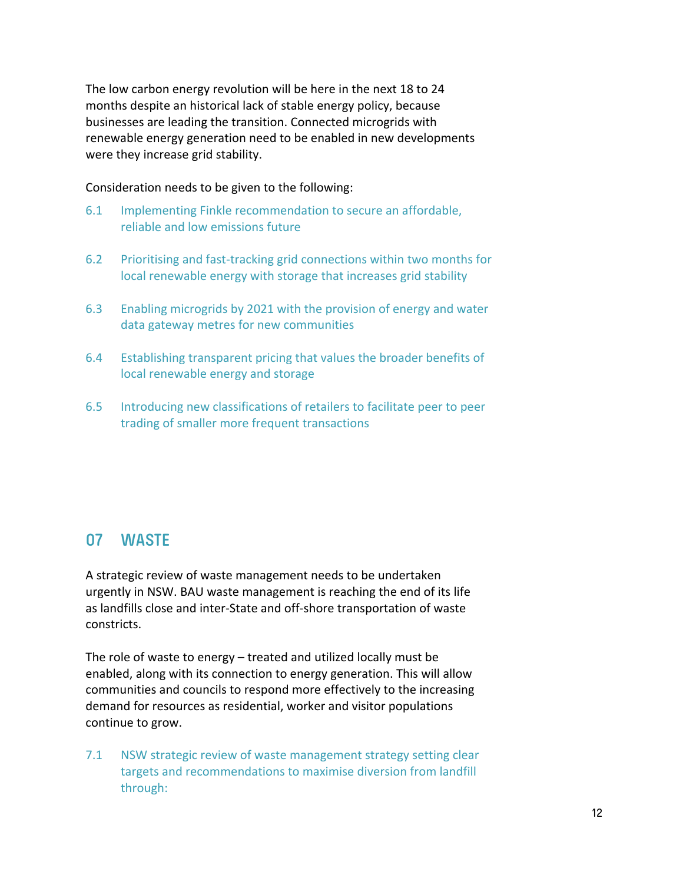The low carbon energy revolution will be here in the next 18 to 24 months despite an historical lack of stable energy policy, because businesses are leading the transition. Connected microgrids with renewable energy generation need to be enabled in new developments were they increase grid stability.

Consideration needs to be given to the following:

6.1 Implementing Finkle recommendation to secure an affordable, reliable and low emissions future

6.2 Prioritising and fast-tracking grid connections within two months for local renewable energy with storage that increases grid stability

6.3 Enabling microgrids by 2021 with the provision of energy and water data gateway metres for new communities

6.4 Establishing transparent pricing that values the broader benefits of local renewable energy and storage

6.5 Introducing new classifications of retailers to facilitate peer to peer trading of smaller more frequent transactions

## 07 WASTE

A strategic review of waste management needs to be undertaken urgently in NSW. BAU waste management is reaching the end of its life as landfills close and inter-State and off-shore transportation of waste constricts.

The role of waste to energy – treated and utilized locally must be enabled, along with its connection to energy generation. This will allow communities and councils to respond more effectively to the increasing demand for resources as residential, worker and visitor populations continue to grow.

7.1 NSW strategic review of waste management strategy setting clear targets and recommendations to maximise diversion from landfill through: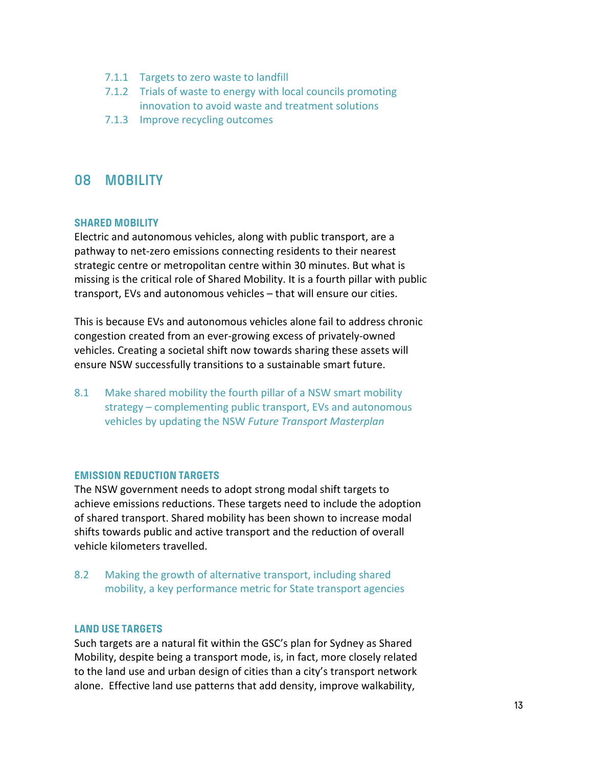7.1.1 Targets to zero waste to landfill

7.1.2 Trials of waste to energy with local councils promoting innovation to avoid waste and treatment solutions

7.1.3 Improve recycling outcomes

## 08 MOBILITY

### SHARED MOBILITY

Electric and autonomous vehicles, along with public transport, are a pathway to net-zero emissions connecting residents to their nearest strategic centre or metropolitan centre within 30 minutes. But what is missing is the critical role of Shared Mobility. It is a fourth pillar with public transport, EVs and autonomous vehicles – that will ensure our cities.

This is because EVs and autonomous vehicles alone fail to address chronic congestion created from an ever-growing excess of privately-owned vehicles. Creating a societal shift now towards sharing these assets will ensure NSW successfully transitions to a sustainable smart future.

8.1 Make shared mobility the fourth pillar of a NSW smart mobility strategy – complementing public transport, EVs and autonomous vehicles by updating the NSW *Future Transport Masterplan*

### EMISSION REDUCTION TARGETS

The NSW government needs to adopt strong modal shift targets to achieve emissions reductions. These targets need to include the adoption of shared transport. Shared mobility has been shown to increase modal shifts towards public and active transport and the reduction of overall vehicle kilometers travelled.

8.2 Making the growth of alternative transport, including shared mobility, a key performance metric for State transport agencies

### LAND USE TARGETS

Such targets are a natural fit within the GSC's plan for Sydney as Shared Mobility, despite being a transport mode, is, in fact, more closely related to the land use and urban design of cities than a city's transport network alone. Effective land use patterns that add density, improve walkability,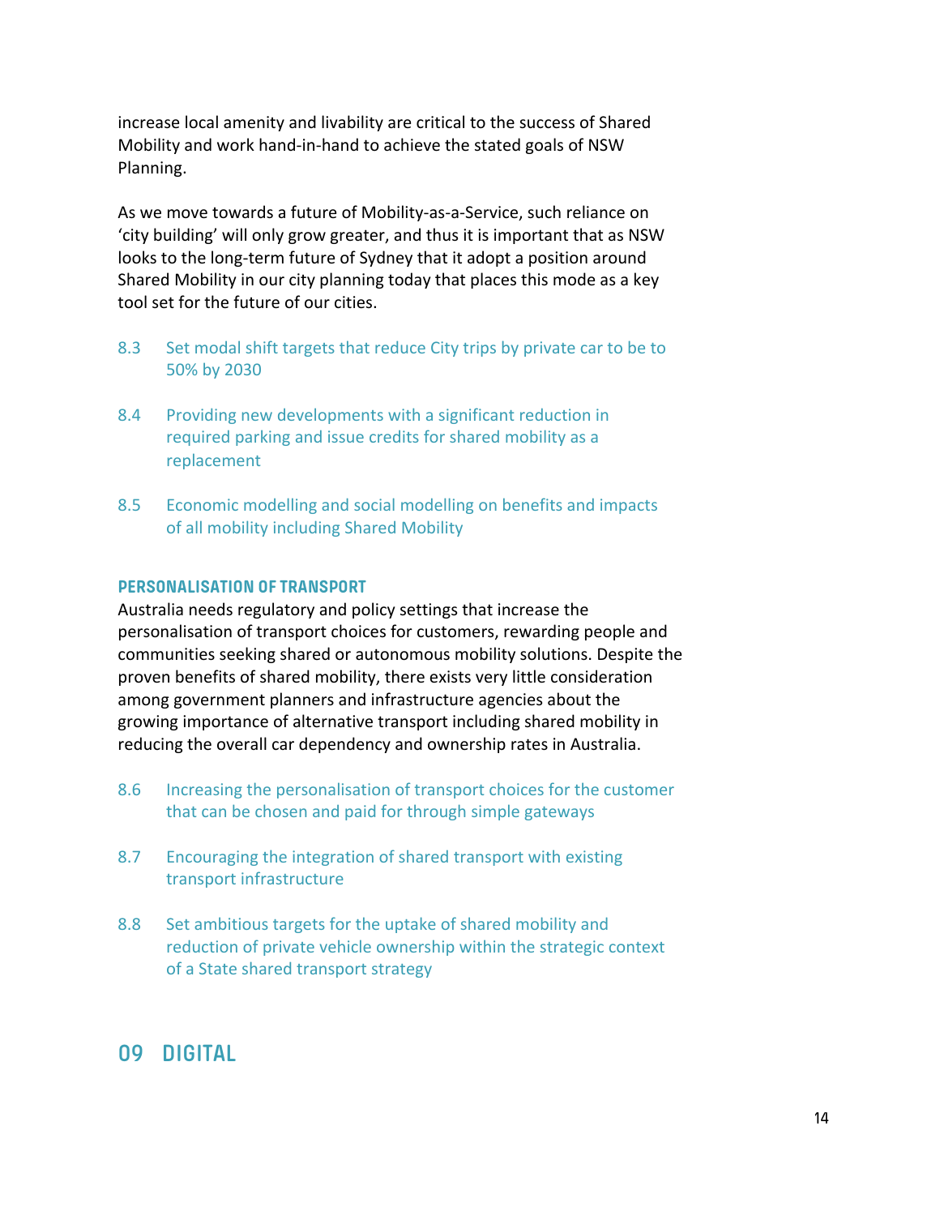increase local amenity and livability are critical to the success of Shared Mobility and work hand-in-hand to achieve the stated goals of NSW Planning.

As we move towards a future of Mobility-as-a-Service, such reliance on 'city building' will only grow greater, and thus it is important that as NSW looks to the long-term future of Sydney that it adopt a position around Shared Mobility in our city planning today that places this mode as a key tool set for the future of our cities.

8.3 Set modal shift targets that reduce City trips by private car to be to 50% by 2030

8.4 Providing new developments with a significant reduction in required parking and issue credits for shared mobility as a replacement

8.5 Economic modelling and social modelling on benefits and impacts of all mobility including Shared Mobility

### PERSONALISATION OF TRANSPORT

Australia needs regulatory and policy settings that increase the personalisation of transport choices for customers, rewarding people and communities seeking shared or autonomous mobility solutions. Despite the proven benefits of shared mobility, there exists very little consideration among government planners and infrastructure agencies about the growing importance of alternative transport including shared mobility in reducing the overall car dependency and ownership rates in Australia.

8.6 Increasing the personalisation of transport choices for the customer that can be chosen and paid for through simple gateways

8.7 Encouraging the integration of shared transport with existing transport infrastructure

8.8 Set ambitious targets for the uptake of shared mobility and reduction of private vehicle ownership within the strategic context of a State shared transport strategy

## 09 DIGITAL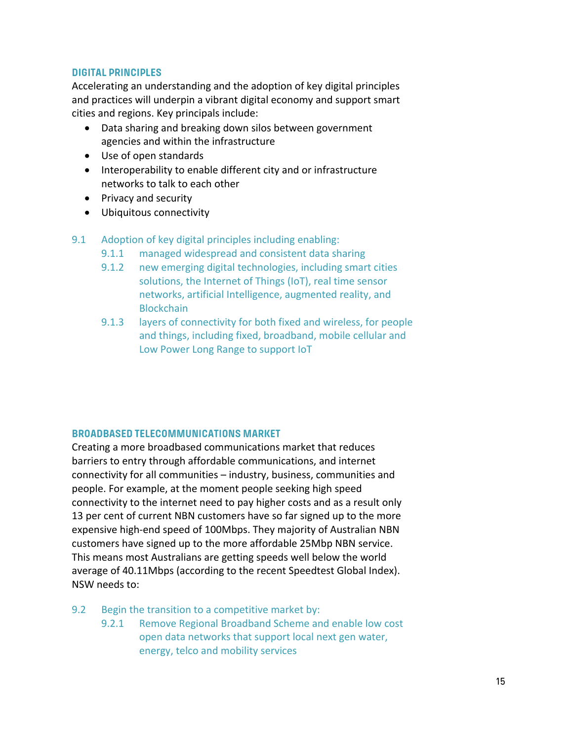## DIGITAL PRINCIPLES

Accelerating an understanding and the adoption of key digital principles and practices will underpin a vibrant digital economy and support smart cities and regions. Key principals include:

- Data sharing and breaking down silos between government agencies and within the infrastructure
- Use of open standards
- Interoperability to enable different city and or infrastructure networks to talk to each other
- Privacy and security
- Ubiquitous connectivity

9.1 Adoption of key digital principles including enabling:

- 9.1.1 managed widespread and consistent data sharing
- 9.1.2 new emerging digital technologies, including smart cities solutions, the Internet of Things (IoT), real time sensor networks, artificial Intelligence, augmented reality, and Blockchain
- 9.1.3 layers of connectivity for both fixed and wireless, for people and things, including fixed, broadband, mobile cellular and Low Power Long Range to support IoT

## BROADBASED TELECOMMUNICATIONS MARKET

Creating a more broadbased communications market that reduces barriers to entry through affordable communications, and internet connectivity for all communities – industry, business, communities and people. For example, at the moment people seeking high speed connectivity to the internet need to pay higher costs and as a result only 13 per cent of current NBN customers have so far signed up to the more expensive high-end speed of 100Mbps. They majority of Australian NBN customers have signed up to the more affordable 25Mbp NBN service. This means most Australians are getting speeds well below the world average of 40.11Mbps (according to the recent Speedtest Global Index). NSW needs to:

9.2 Begin the transition to a competitive market by:

- 9.2.1 Remove Regional Broadband Scheme and enable low cost open data networks that support local next gen water, energy, telco and mobility services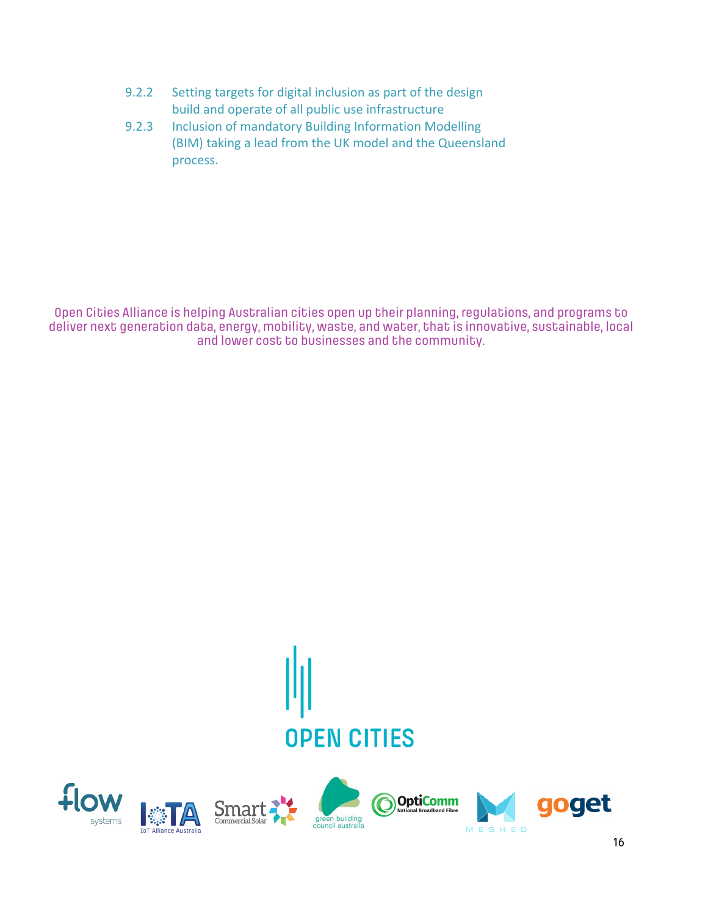9.2.2 Setting targets for digital inclusion as part of the design build and operate of all public use infrastructure

9.2.3 Inclusion of mandatory Building Information Modelling (BIM) taking a lead from the UK model and the Queensland process.

Open Cities Alliance is helping Australian cities open up their planning, regulations, and programs to deliver next generation data, energy, mobility, waste, and water, that is innovative, sustainable, local and lower cost to businesses and the community.

OPEN CITIES

flow systems

IoTA IoT Alliance Australia

Smart Commercial Solar

green building council australia

OptiComm National Broadband Fibre

MESHED

goget